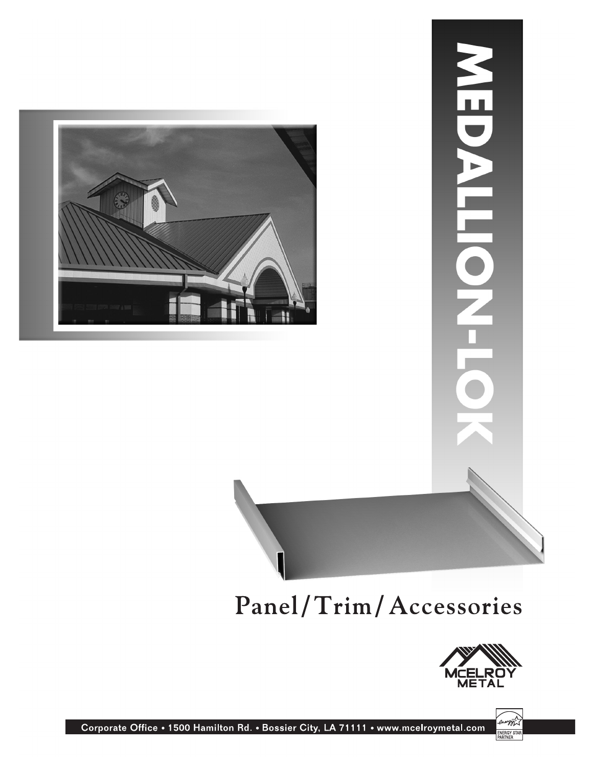# MEDALLION-LOK

## Panel/Trim/Accessories

McELROY METAL

Corporate Office • 1500 Hamilton Rd. • Bossier City, LA 71111 • www.mcelroymetal.com

ENERGY STAR PARTNER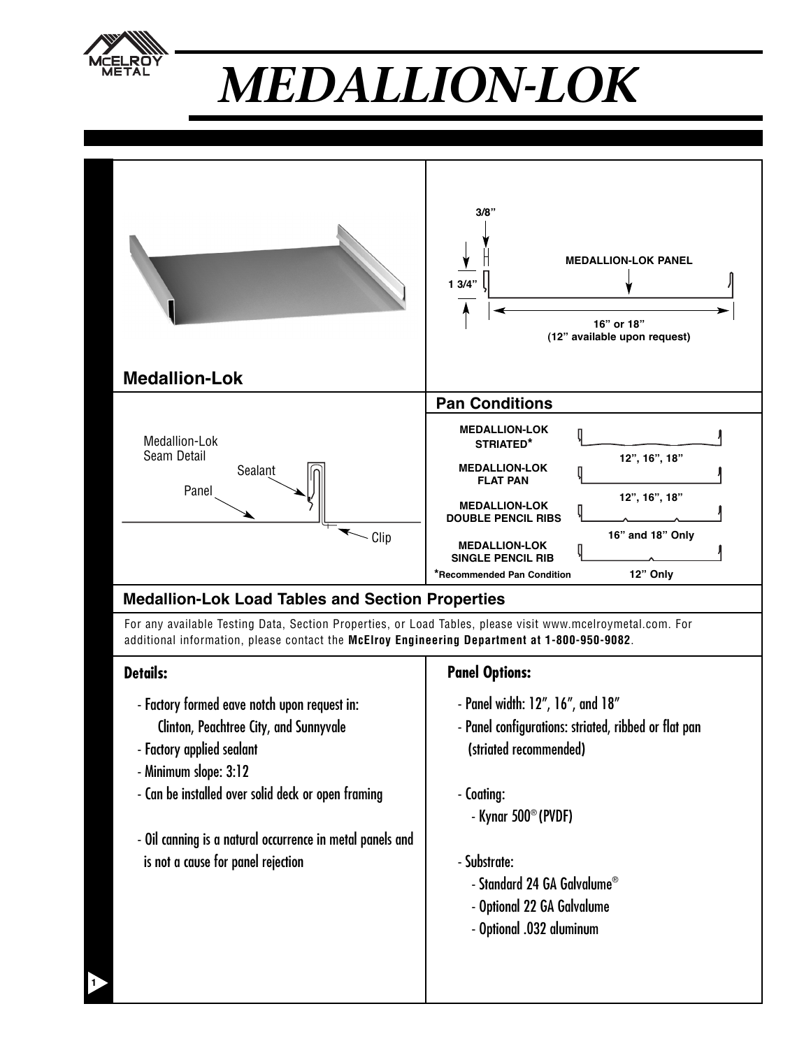# MEDALLION-LOK

**Medallion-Lok**

3/8"

1 3/4"

MEDALLION-LOK PANEL

16" or 18"
(12" available upon request)

Medallion-Lok Seam Detail

Sealant

Panel

Clip

## Pan Conditions

| Condition | Widths |
|---|---|
| MEDALLION-LOK STRIATED* | 12", 16", 18" |
| MEDALLION-LOK FLAT PAN | 12", 16", 18" |
| MEDALLION-LOK DOUBLE PENCIL RIBS | 16" and 18" Only |
| MEDALLION-LOK SINGLE PENCIL RIB | 12" Only |

*Recommended Pan Condition

## Medallion-Lok Load Tables and Section Properties

For any available Testing Data, Section Properties, or Load Tables, please visit www.mcelroymetal.com. For additional information, please contact the **McElroy Engineering Department at 1-800-950-9082**.

### Details:

- Factory formed eave notch upon request in:
  Clinton, Peachtree City, and Sunnyvale
- Factory applied sealant
- Minimum slope: 3:12
- Can be installed over solid deck or open framing

- Oil canning is a natural occurrence in metal panels and is not a cause for panel rejection

### Panel Options:

- Panel width: 12", 16", and 18"
- Panel configurations: striated, ribbed or flat pan (striated recommended)

- Coating:
  - Kynar 500® (PVDF)

- Substrate:
  - Standard 24 GA Galvalume®
  - Optional 22 GA Galvalume
  - Optional .032 aluminum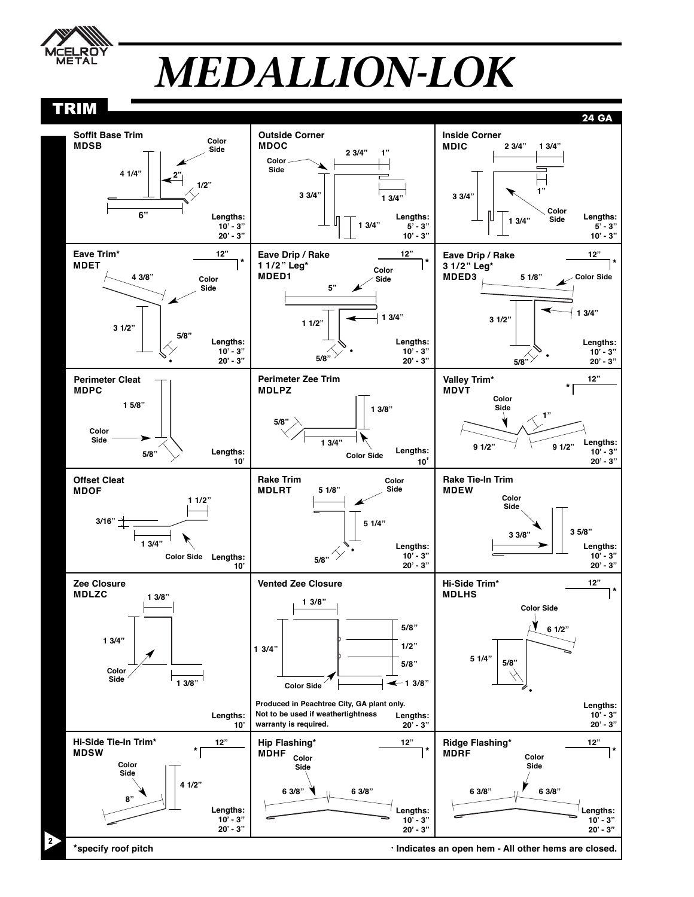// McELROY METAL

# MEDALLION-LOK

## TRIM

**24 GA**

### Soffit Base Trim
**MDSB**

Color Side

4 1/4" | 2" | 1/2" | 6"

Lengths: 10' - 3", 20' - 3"

### Outside Corner
**MDOC**

Color Side

2 3/4" | 1" | 3 3/4" | 1 3/4" | 1 3/4"

Lengths: 5' - 3", 10' - 3"

### Inside Corner
**MDIC**

2 3/4" | 1 3/4" | 3 3/4" | 1" | 1 3/4"

Color Side

Lengths: 5' - 3", 10' - 3"

### Eave Trim*
**MDET**

12" *

4 3/8" | 3 1/2" | 5/8"

Color Side

Lengths: 10' - 3", 20' - 3"

### Eave Drip / Rake 1 1/2" Leg*
**MDED1**

12" *

Color Side

5" | 1 1/2" | 1 3/4" | 5/8"

Lengths: 10' - 3", 20' - 3"

### Eave Drip / Rake 3 1/2" Leg*
**MDED3**

12" *

5 1/8" | 3 1/2" | 1 3/4" | 5/8"

Color Side

Lengths: 10' - 3", 20' - 3"

### Perimeter Cleat
**MDPC**

1 5/8" | 5/8"

Color Side

Lengths: 10'

### Perimeter Zee Trim
**MDLPZ**

5/8" | 1 3/4" | 1 3/8"

Color Side

Lengths: 10'

### Valley Trim*
**MDVT**

12" *

Color Side

1" | 9 1/2" | 9 1/2"

Lengths: 10' - 3", 20' - 3"

### Offset Cleat
**MDOF**

1 1/2" | 3/16" | 1 3/4"

Color Side

Lengths: 10'

### Rake Trim
**MDLRT**

Color Side

5 1/8" | 5 1/4" | 5/8"

Lengths: 10' - 3", 20' - 3"

### Rake Tie-In Trim
**MDEW**

Color Side

3 3/8" | 3 5/8"

Lengths: 10' - 3", 20' - 3"

### Zee Closure
**MDLZC**

1 3/8" | 1 3/4" | 1 3/8"

Color Side

Lengths: 10'

### Vented Zee Closure

1 3/8" | 1 3/4" | 5/8" | 1/2" | 5/8" | 1 3/8"

Color Side

Produced in Peachtree City, GA plant only. Not to be used if weathertightness warranty is required.

Lengths: 20' - 3"

### Hi-Side Trim*
**MDLHS**

12" *

Color Side

6 1/2" | 5 1/4" | 5/8"

Lengths: 10' - 3", 20' - 3"

### Hi-Side Tie-In Trim*
**MDSW**

12" *

Color Side

8" | 4 1/2"

Lengths: 10' - 3", 20' - 3"

### Hip Flashing*
**MDHF**

12" *

Color Side

6 3/8" | 6 3/8"

Lengths: 10' - 3", 20' - 3"

### Ridge Flashing*
**MDRF**

12" *

Color Side

6 3/8" | 6 3/8"

Lengths: 10' - 3", 20' - 3"

*specify roof pitch

· Indicates an open hem - All other hems are closed.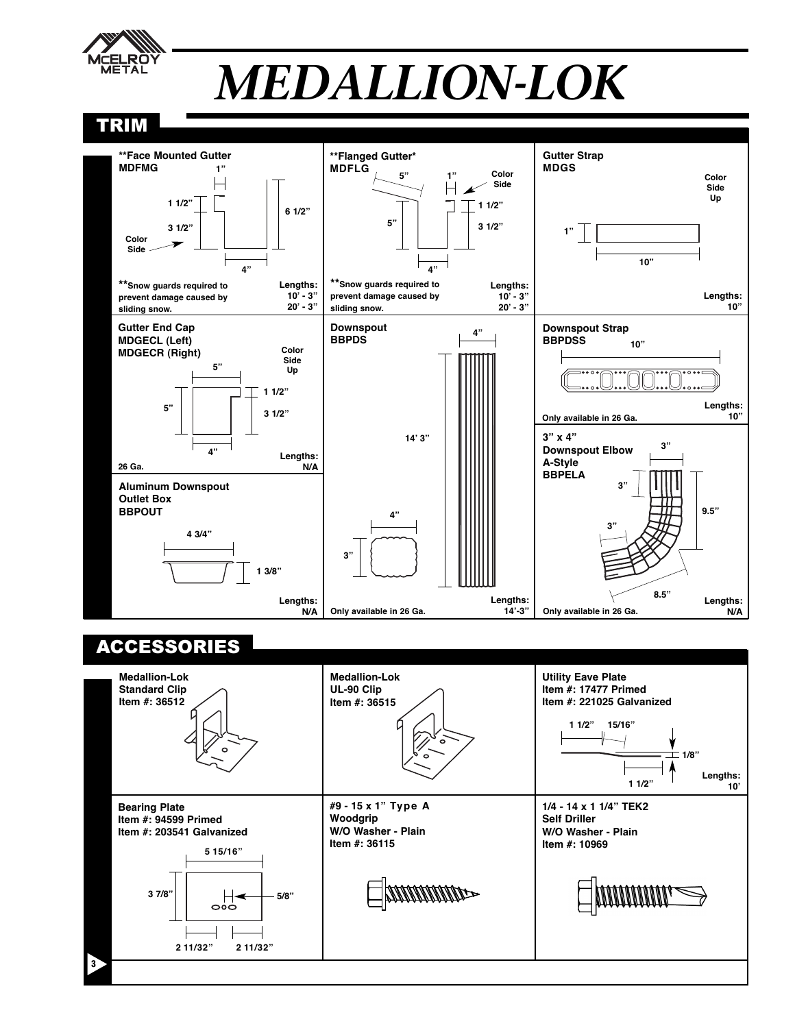# MEDALLION-LOK

## TRIM

### **Face Mounted Gutter
**MDFMG**

1" — 1 1/2" — 3 1/2" — 6 1/2" — 4"

Color Side

**Snow guards required to prevent damage caused by sliding snow.

Lengths: 10' - 3" 20' - 3"

### **Flanged Gutter*
**MDFLG**

5" — 1" — 1 1/2" — 5" — 3 1/2" — 4"

Color Side

**Snow guards required to prevent damage caused by sliding snow.

Lengths: 10' - 3" 20' - 3"

### Gutter Strap
**MDGS**

Color Side Up

1" — 10"

Lengths: 10"

### Gutter End Cap
**MDGECL (Left)**
**MDGECR (Right)**

Color Side Up

5" — 1 1/2" — 5" — 3 1/2" — 4"

26 Ga.

Lengths: N/A

### Downspout
**BBPDS**

4" — 14' 3" — 4" — 3"

Only available in 26 Ga.

Lengths: 14'-3"

### Downspout Strap
**BBPDSS**

10"

Only available in 26 Ga.

Lengths: 10"

### 3" x 4" Downspout Elbow A-Style
**BBPELA**

3" — 3" — 3" — 9.5" — 8.5"

Only available in 26 Ga.

Lengths: N/A

### Aluminum Downspout Outlet Box
**BBPOUT**

4 3/4" — 1 3/8"

Lengths: N/A

## ACCESSORIES

### Medallion-Lok Standard Clip
**Item #: 36512**

### Medallion-Lok UL-90 Clip
**Item #: 36515**

### Utility Eave Plate
**Item #: 17477 Primed**
**Item #: 221025 Galvanized**

1 1/2" — 15/16" — 1/8" — 1 1/2"

Lengths: 10'

### Bearing Plate
**Item #: 94599 Primed**
**Item #: 203541 Galvanized**

5 15/16" — 3 7/8" — 5/8" — 2 11/32" — 2 11/32"

### #9 - 15 x 1" Type A Woodgrip W/O Washer - Plain
**Item #: 36115**

### 1/4 - 14 x 1 1/4" TEK2 Self Driller W/O Washer - Plain
**Item #: 10969**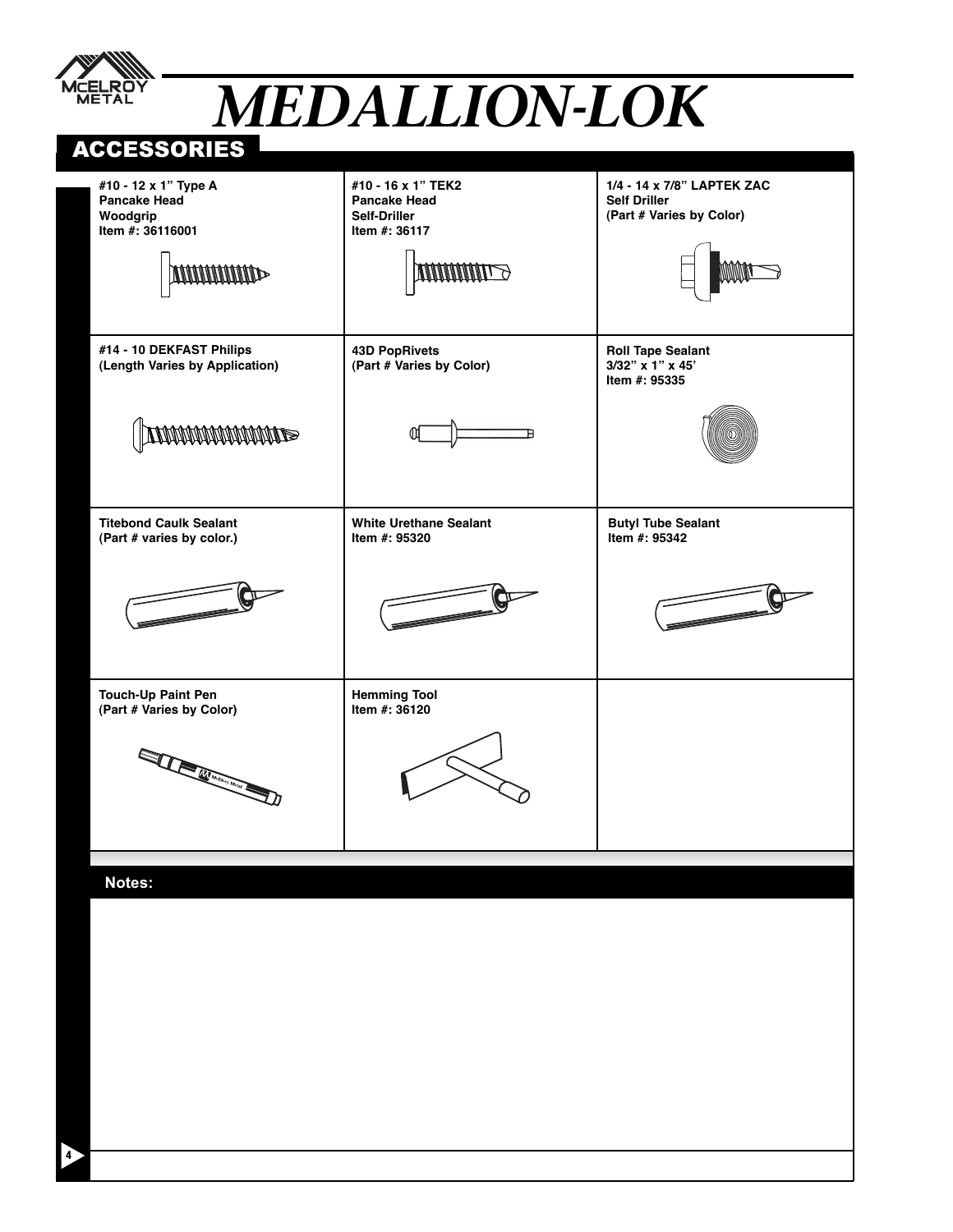# MEDALLION-LOK

## ACCESSORIES

| | | |
|---|---|---|
| **#10 - 12 x 1" Type A Pancake Head Woodgrip Item #: 36116001** | **#10 - 16 x 1" TEK2 Pancake Head Self-Driller Item #: 36117** | **1/4 - 14 x 7/8" LAPTEK ZAC Self Driller (Part # Varies by Color)** |
| **#14 - 10 DEKFAST Philips (Length Varies by Application)** | **43D PopRivets (Part # Varies by Color)** | **Roll Tape Sealant 3/32" x 1" x 45' Item #: 95335** |
| **Titebond Caulk Sealant (Part # varies by color.)** | **White Urethane Sealant Item #: 95320** | **Butyl Tube Sealant Item #: 95342** |
| **Touch-Up Paint Pen (Part # Varies by Color)** | **Hemming Tool Item #: 36120** | |

**Notes:**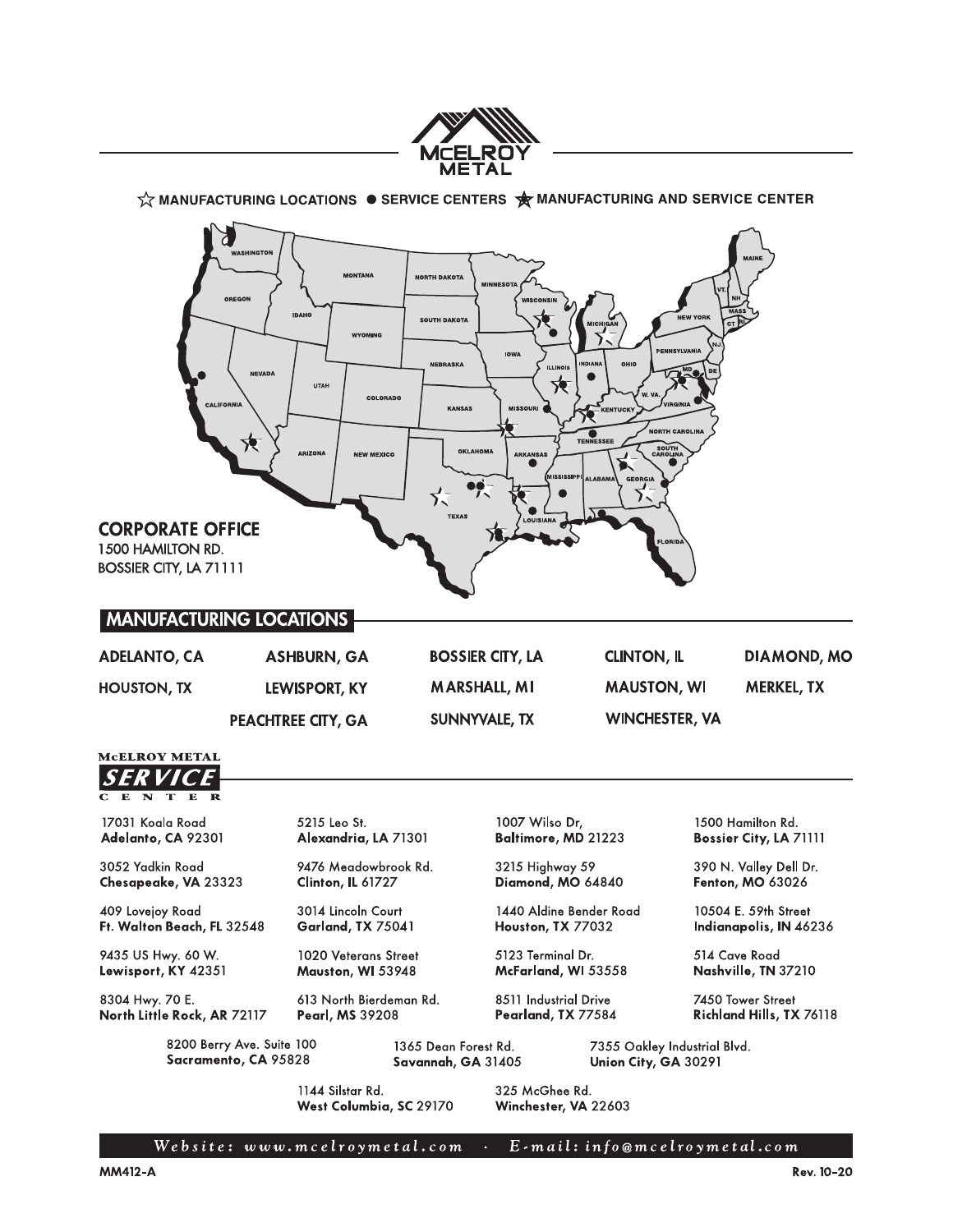McELROY METAL

☆ MANUFACTURING LOCATIONS ● SERVICE CENTERS ★ MANUFACTURING AND SERVICE CENTER

**CORPORATE OFFICE**
1500 HAMILTON RD.
BOSSIER CITY, LA 71111

## MANUFACTURING LOCATIONS

| | | | | |
|---|---|---|---|---|
| ADELANTO, CA | ASHBURN, GA | BOSSIER CITY, LA | CLINTON, IL | DIAMOND, MO |
| HOUSTON, TX | LEWISPORT, KY | MARSHALL, MI | MAUSTON, WI | MERKEL, TX |
| | PEACHTREE CITY, GA | SUNNYVALE, TX | WINCHESTER, VA | |

## McELROY METAL SERVICE CENTER

17031 Koala Road
**Adelanto, CA** 92301

5215 Leo St.
**Alexandria, LA** 71301

1007 Wilso Dr,
**Baltimore, MD** 21223

1500 Hamilton Rd.
**Bossier City, LA** 71111

3052 Yadkin Road
**Chesapeake, VA** 23323

9476 Meadowbrook Rd.
**Clinton, IL** 61727

3215 Highway 59
**Diamond, MO** 64840

390 N. Valley Dell Dr.
**Fenton, MO** 63026

409 Lovejoy Road
**Ft. Walton Beach, FL** 32548

3014 Lincoln Court
**Garland, TX** 75041

1440 Aldine Bender Road
**Houston, TX** 77032

10504 E. 59th Street
**Indianapolis, IN** 46236

9435 US Hwy. 60 W.
**Lewisport, KY** 42351

1020 Veterans Street
**Mauston, WI** 53948

5123 Terminal Dr.
**McFarland, WI** 53558

514 Cave Road
**Nashville, TN** 37210

8304 Hwy. 70 E.
**North Little Rock, AR** 72117

613 North Bierdeman Rd.
**Pearl, MS** 39208

8511 Industrial Drive
**Pearland, TX** 77584

7450 Tower Street
**Richland Hills, TX** 76118

8200 Berry Ave. Suite 100
**Sacramento, CA** 95828

1365 Dean Forest Rd.
**Savannah, GA** 31405

7355 Oakley Industrial Blvd.
**Union City, GA** 30291

1144 Silstar Rd.
**West Columbia, SC** 29170

325 McGhee Rd.
**Winchester, VA** 22603

*Website: www.mcelroymetal.com · E-mail: info@mcelroymetal.com*

MM412-A

Rev. 10-20